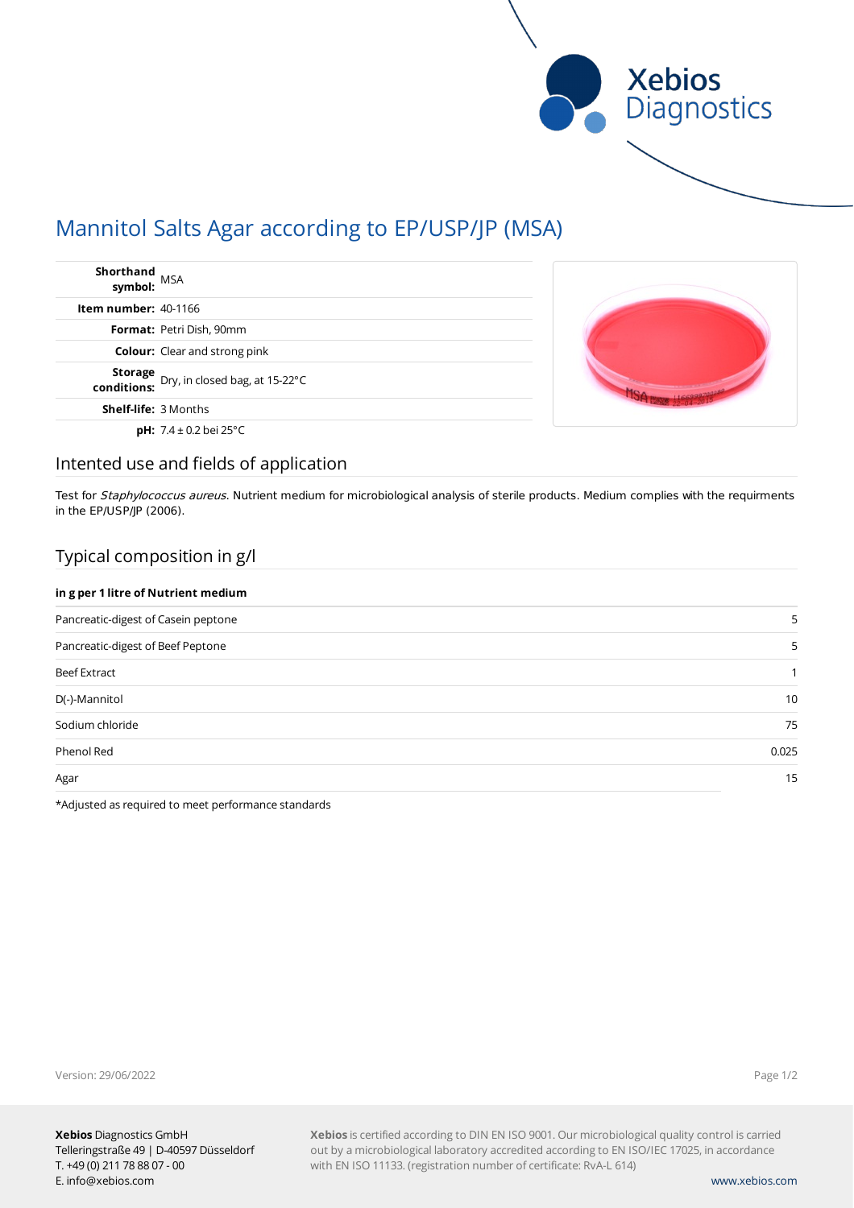# Mannitol Salts Agar according to EP/USP/JP (MSA)

| | |
|---|---|
| **Shorthand symbol:** | MSA |
| **Item number:** | 40-1166 |
| **Format:** | Petri Dish, 90mm |
| **Colour:** | Clear and strong pink |
| **Storage conditions:** | Dry, in closed bag, at 15-22°C |
| **Shelf-life:** | 3 Months |
| **pH:** | 7.4 ± 0.2 bei 25°C |

## Intented use and fields of application

Test for *Staphylococcus aureus*. Nutrient medium for microbiological analysis of sterile products. Medium complies with the requirments in the EP/USP/JP (2006).

## Typical composition in g/l

| in g per 1 litre of Nutrient medium | |
|---|---|
| Pancreatic-digest of Casein peptone | 5 |
| Pancreatic-digest of Beef Peptone | 5 |
| Beef Extract | 1 |
| D(-)-Mannitol | 10 |
| Sodium chloride | 75 |
| Phenol Red | 0.025 |
| Agar | 15 |

*Adjusted as required to meet performance standards

Version: 29/06/2022

**Xebios** Diagnostics GmbH
Telleringstraße 49 | D-40597 Düsseldorf
T. +49 (0) 211 78 88 07 - 00
E. info@xebios.com

**Xebios** is certified according to DIN EN ISO 9001. Our microbiological quality control is carried out by a microbiological laboratory accredited according to EN ISO/IEC 17025, in accordance with EN ISO 11133. (registration number of certificate: RvA-L 614)

www.xebios.com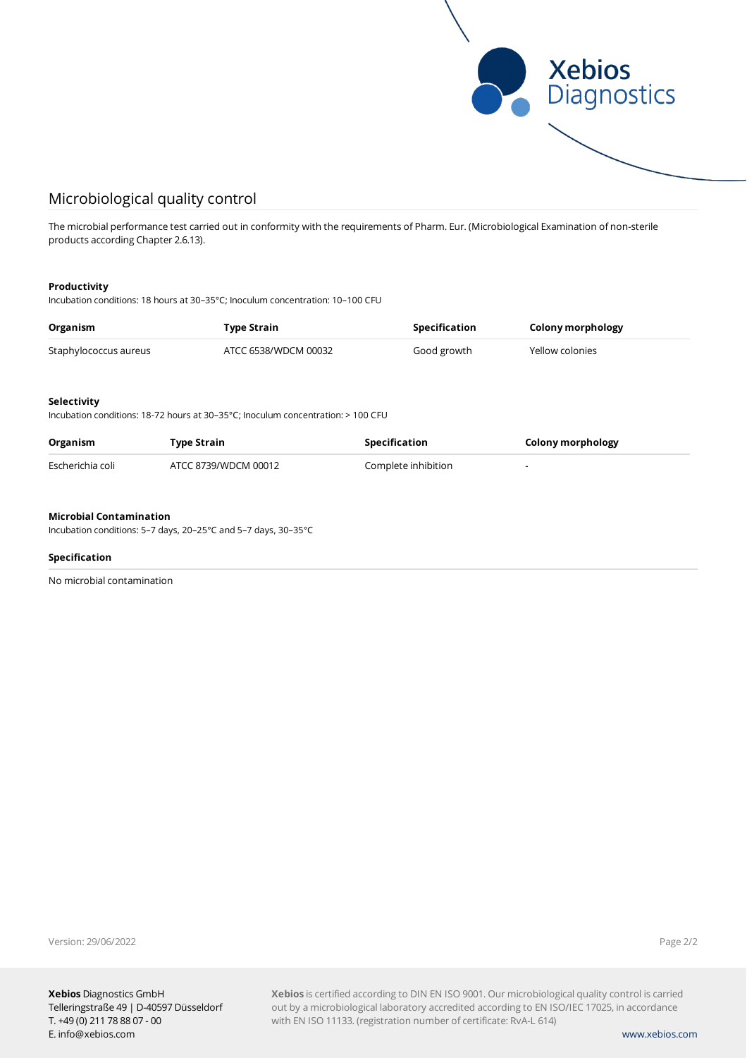## Microbiological quality control

The microbial performance test carried out in conformity with the requirements of Pharm. Eur. (Microbiological Examination of non-sterile products according Chapter 2.6.13).

**Productivity**

Incubation conditions: 18 hours at 30–35°C; Inoculum concentration: 10–100 CFU

| Organism | Type Strain | Specification | Colony morphology |
|---|---|---|---|
| Staphylococcus aureus | ATCC 6538/WDCM 00032 | Good growth | Yellow colonies |

**Selectivity**

Incubation conditions: 18-72 hours at 30–35°C; Inoculum concentration: > 100 CFU

| Organism | Type Strain | Specification | Colony morphology |
|---|---|---|---|
| Escherichia coli | ATCC 8739/WDCM 00012 | Complete inhibition | - |

**Microbial Contamination**

Incubation conditions: 5–7 days, 20–25°C and 5–7 days, 30–35°C

| Specification |
|---|
| No microbial contamination |

Version: 29/06/2022

**Xebios** Diagnostics GmbH
Telleringstraße 49 | D-40597 Düsseldorf
T. +49 (0) 211 78 88 07 - 00
E. info@xebios.com

**Xebios** is certified according to DIN EN ISO 9001. Our microbiological quality control is carried out by a microbiological laboratory accredited according to EN ISO/IEC 17025, in accordance with EN ISO 11133. (registration number of certificate: RvA-L 614)

www.xebios.com